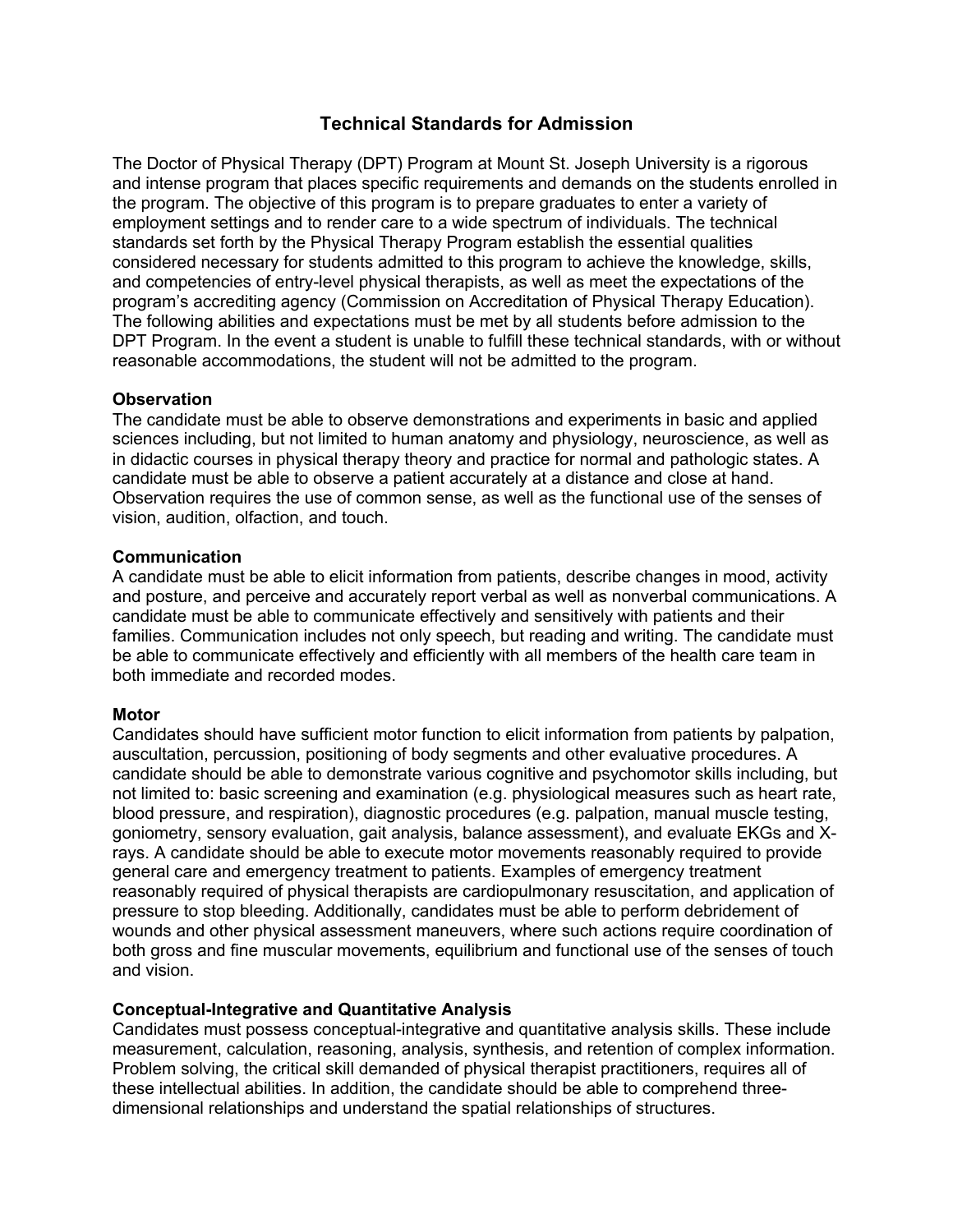# Technical Standards for Admission

The Doctor of Physical Therapy (DPT) Program at Mount St. Joseph University is a rigorous and intense program that places specific requirements and demands on the students enrolled in the program. The objective of this program is to prepare graduates to enter a variety of employment settings and to render care to a wide spectrum of individuals. The technical standards set forth by the Physical Therapy Program establish the essential qualities considered necessary for students admitted to this program to achieve the knowledge, skills, and competencies of entry-level physical therapists, as well as meet the expectations of the program's accrediting agency (Commission on Accreditation of Physical Therapy Education). The following abilities and expectations must be met by all students before admission to the DPT Program. In the event a student is unable to fulfill these technical standards, with or without reasonable accommodations, the student will not be admitted to the program.

**Observation**
The candidate must be able to observe demonstrations and experiments in basic and applied sciences including, but not limited to human anatomy and physiology, neuroscience, as well as in didactic courses in physical therapy theory and practice for normal and pathologic states. A candidate must be able to observe a patient accurately at a distance and close at hand. Observation requires the use of common sense, as well as the functional use of the senses of vision, audition, olfaction, and touch.

**Communication**
A candidate must be able to elicit information from patients, describe changes in mood, activity and posture, and perceive and accurately report verbal as well as nonverbal communications. A candidate must be able to communicate effectively and sensitively with patients and their families. Communication includes not only speech, but reading and writing. The candidate must be able to communicate effectively and efficiently with all members of the health care team in both immediate and recorded modes.

**Motor**
Candidates should have sufficient motor function to elicit information from patients by palpation, auscultation, percussion, positioning of body segments and other evaluative procedures. A candidate should be able to demonstrate various cognitive and psychomotor skills including, but not limited to: basic screening and examination (e.g. physiological measures such as heart rate, blood pressure, and respiration), diagnostic procedures (e.g. palpation, manual muscle testing, goniometry, sensory evaluation, gait analysis, balance assessment), and evaluate EKGs and X-rays. A candidate should be able to execute motor movements reasonably required to provide general care and emergency treatment to patients. Examples of emergency treatment reasonably required of physical therapists are cardiopulmonary resuscitation, and application of pressure to stop bleeding. Additionally, candidates must be able to perform debridement of wounds and other physical assessment maneuvers, where such actions require coordination of both gross and fine muscular movements, equilibrium and functional use of the senses of touch and vision.

**Conceptual-Integrative and Quantitative Analysis**
Candidates must possess conceptual-integrative and quantitative analysis skills. These include measurement, calculation, reasoning, analysis, synthesis, and retention of complex information. Problem solving, the critical skill demanded of physical therapist practitioners, requires all of these intellectual abilities. In addition, the candidate should be able to comprehend three-dimensional relationships and understand the spatial relationships of structures.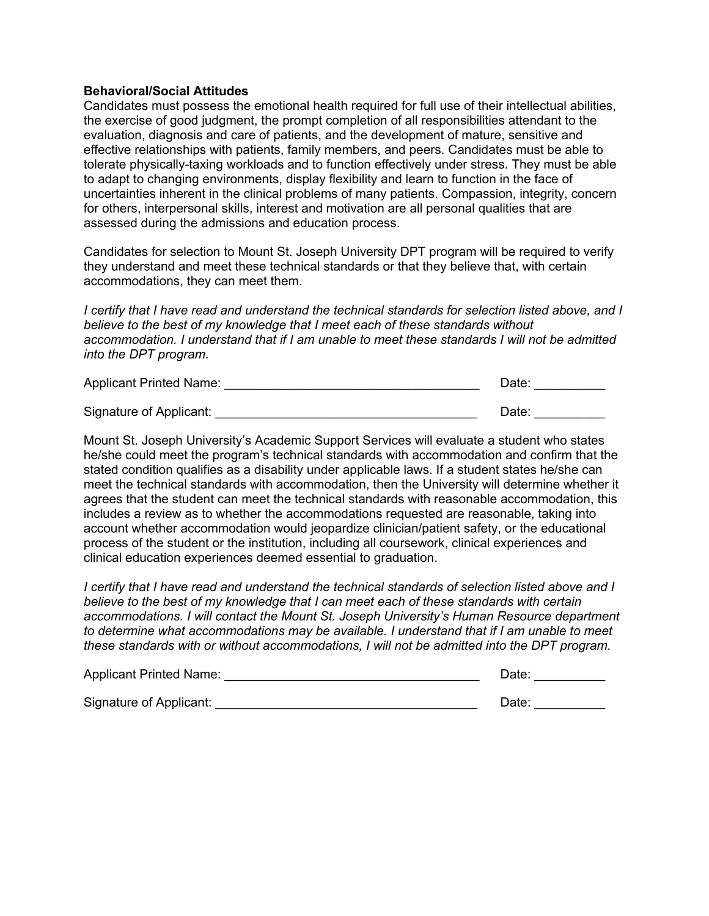**Behavioral/Social Attitudes**
Candidates must possess the emotional health required for full use of their intellectual abilities, the exercise of good judgment, the prompt completion of all responsibilities attendant to the evaluation, diagnosis and care of patients, and the development of mature, sensitive and effective relationships with patients, family members, and peers. Candidates must be able to tolerate physically-taxing workloads and to function effectively under stress. They must be able to adapt to changing environments, display flexibility and learn to function in the face of uncertainties inherent in the clinical problems of many patients. Compassion, integrity, concern for others, interpersonal skills, interest and motivation are all personal qualities that are assessed during the admissions and education process.

Candidates for selection to Mount St. Joseph University DPT program will be required to verify they understand and meet these technical standards or that they believe that, with certain accommodations, they can meet them.

*I certify that I have read and understand the technical standards for selection listed above, and I believe to the best of my knowledge that I meet each of these standards without accommodation. I understand that if I am unable to meet these standards I will not be admitted into the DPT program.*

Applicant Printed Name: ____________________________________ Date: __________

Signature of Applicant: ____________________________________ Date: __________

Mount St. Joseph University's Academic Support Services will evaluate a student who states he/she could meet the program's technical standards with accommodation and confirm that the stated condition qualifies as a disability under applicable laws. If a student states he/she can meet the technical standards with accommodation, then the University will determine whether it agrees that the student can meet the technical standards with reasonable accommodation, this includes a review as to whether the accommodations requested are reasonable, taking into account whether accommodation would jeopardize clinician/patient safety, or the educational process of the student or the institution, including all coursework, clinical experiences and clinical education experiences deemed essential to graduation.

*I certify that I have read and understand the technical standards of selection listed above and I believe to the best of my knowledge that I can meet each of these standards with certain accommodations. I will contact the Mount St. Joseph University's Human Resource department to determine what accommodations may be available. I understand that if I am unable to meet these standards with or without accommodations, I will not be admitted into the DPT program.*

Applicant Printed Name: ____________________________________ Date: __________

Signature of Applicant: ____________________________________ Date: __________